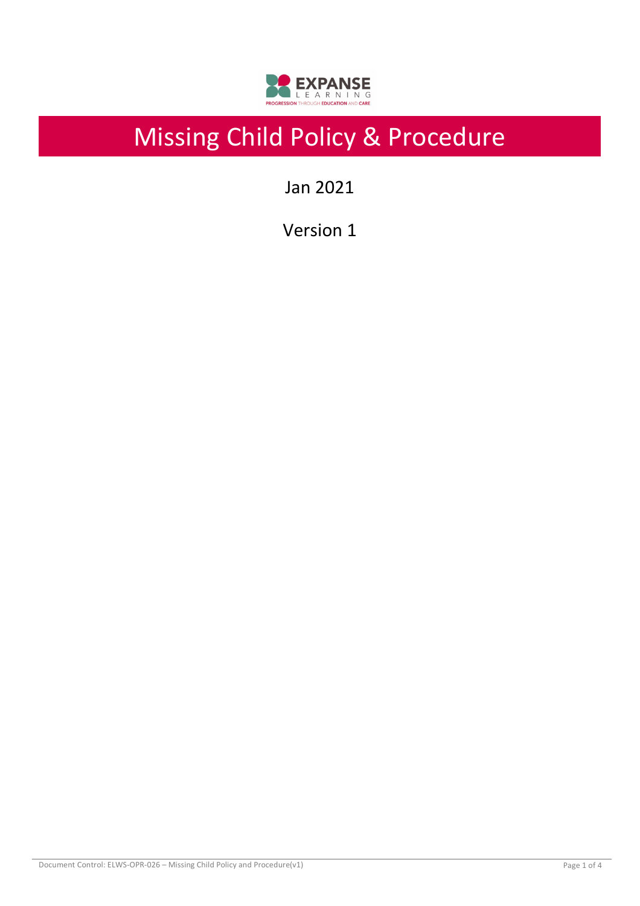# Missing Child Policy & Procedure

Jan 2021

Version 1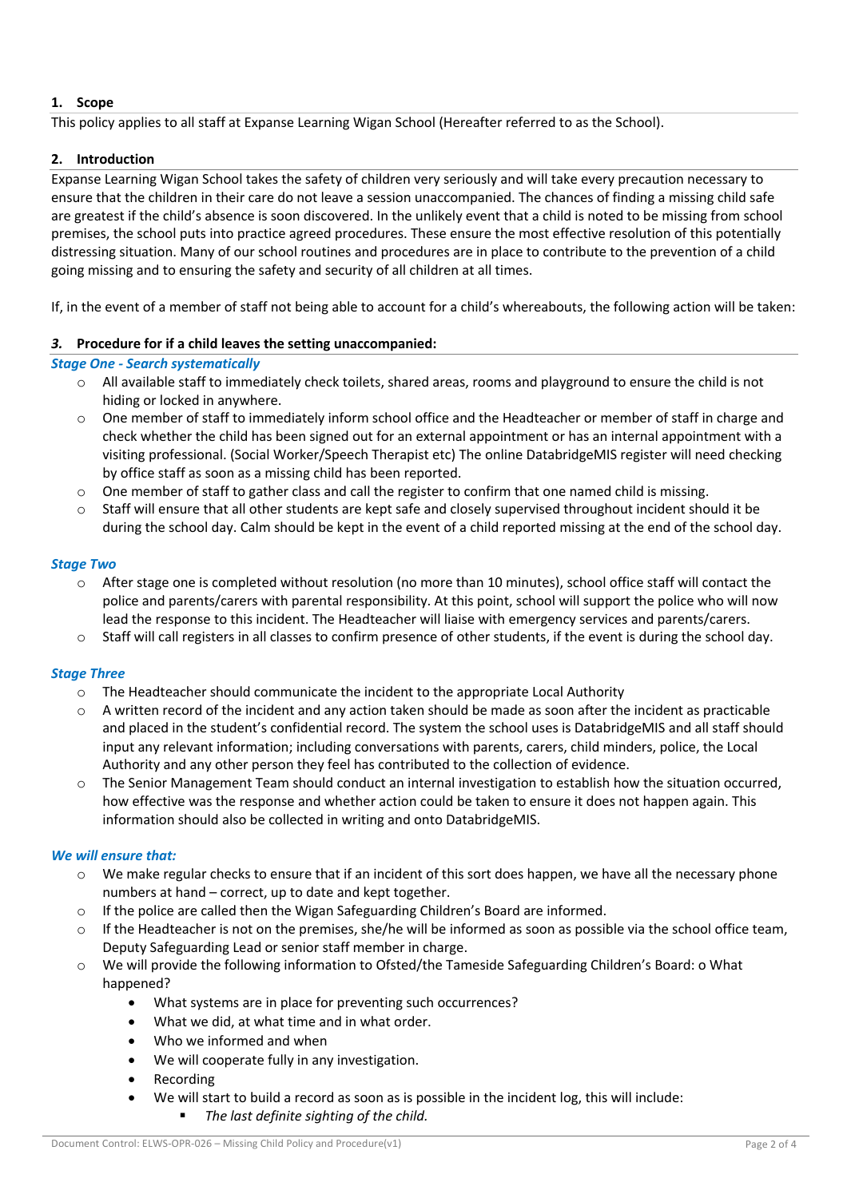## 1. Scope

This policy applies to all staff at Expanse Learning Wigan School (Hereafter referred to as the School).

## 2. Introduction

Expanse Learning Wigan School takes the safety of children very seriously and will take every precaution necessary to ensure that the children in their care do not leave a session unaccompanied. The chances of finding a missing child safe are greatest if the child's absence is soon discovered. In the unlikely event that a child is noted to be missing from school premises, the school puts into practice agreed procedures. These ensure the most effective resolution of this potentially distressing situation. Many of our school routines and procedures are in place to contribute to the prevention of a child going missing and to ensuring the safety and security of all children at all times.

If, in the event of a member of staff not being able to account for a child's whereabouts, the following action will be taken:

## *3.* Procedure for if a child leaves the setting unaccompanied:

***Stage One - Search systematically***

- All available staff to immediately check toilets, shared areas, rooms and playground to ensure the child is not hiding or locked in anywhere.
- One member of staff to immediately inform school office and the Headteacher or member of staff in charge and check whether the child has been signed out for an external appointment or has an internal appointment with a visiting professional. (Social Worker/Speech Therapist etc) The online DatabridgeMIS register will need checking by office staff as soon as a missing child has been reported.
- One member of staff to gather class and call the register to confirm that one named child is missing.
- Staff will ensure that all other students are kept safe and closely supervised throughout incident should it be during the school day. Calm should be kept in the event of a child reported missing at the end of the school day.

***Stage Two***

- After stage one is completed without resolution (no more than 10 minutes), school office staff will contact the police and parents/carers with parental responsibility. At this point, school will support the police who will now lead the response to this incident. The Headteacher will liaise with emergency services and parents/carers.
- Staff will call registers in all classes to confirm presence of other students, if the event is during the school day.

***Stage Three***

- The Headteacher should communicate the incident to the appropriate Local Authority
- A written record of the incident and any action taken should be made as soon after the incident as practicable and placed in the student's confidential record. The system the school uses is DatabridgeMIS and all staff should input any relevant information; including conversations with parents, carers, child minders, police, the Local Authority and any other person they feel has contributed to the collection of evidence.
- The Senior Management Team should conduct an internal investigation to establish how the situation occurred, how effective was the response and whether action could be taken to ensure it does not happen again. This information should also be collected in writing and onto DatabridgeMIS.

***We will ensure that:***

- We make regular checks to ensure that if an incident of this sort does happen, we have all the necessary phone numbers at hand – correct, up to date and kept together.
- If the police are called then the Wigan Safeguarding Children's Board are informed.
- If the Headteacher is not on the premises, she/he will be informed as soon as possible via the school office team, Deputy Safeguarding Lead or senior staff member in charge.
- We will provide the following information to Ofsted/the Tameside Safeguarding Children's Board: o What happened?
  - What systems are in place for preventing such occurrences?
  - What we did, at what time and in what order.
  - Who we informed and when
  - We will cooperate fully in any investigation.
  - Recording
  - We will start to build a record as soon as is possible in the incident log, this will include:
    - *The last definite sighting of the child.*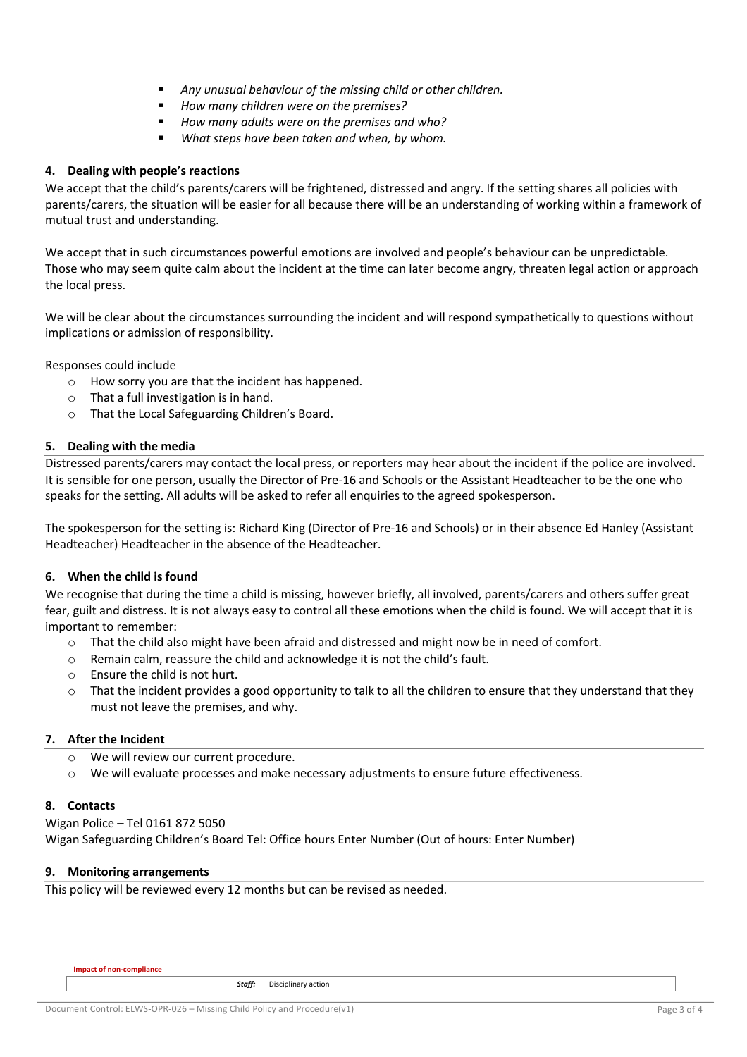- *Any unusual behaviour of the missing child or other children.*
- *How many children were on the premises?*
- *How many adults were on the premises and who?*
- *What steps have been taken and when, by whom.*

## 4. Dealing with people's reactions

We accept that the child's parents/carers will be frightened, distressed and angry. If the setting shares all policies with parents/carers, the situation will be easier for all because there will be an understanding of working within a framework of mutual trust and understanding.

We accept that in such circumstances powerful emotions are involved and people's behaviour can be unpredictable. Those who may seem quite calm about the incident at the time can later become angry, threaten legal action or approach the local press.

We will be clear about the circumstances surrounding the incident and will respond sympathetically to questions without implications or admission of responsibility.

Responses could include

- How sorry you are that the incident has happened.
- That a full investigation is in hand.
- That the Local Safeguarding Children's Board.

## 5. Dealing with the media

Distressed parents/carers may contact the local press, or reporters may hear about the incident if the police are involved. It is sensible for one person, usually the Director of Pre-16 and Schools or the Assistant Headteacher to be the one who speaks for the setting. All adults will be asked to refer all enquiries to the agreed spokesperson.

The spokesperson for the setting is: Richard King (Director of Pre-16 and Schools) or in their absence Ed Hanley (Assistant Headteacher) Headteacher in the absence of the Headteacher.

## 6. When the child is found

We recognise that during the time a child is missing, however briefly, all involved, parents/carers and others suffer great fear, guilt and distress. It is not always easy to control all these emotions when the child is found. We will accept that it is important to remember:

- That the child also might have been afraid and distressed and might now be in need of comfort.
- Remain calm, reassure the child and acknowledge it is not the child's fault.
- Ensure the child is not hurt.
- That the incident provides a good opportunity to talk to all the children to ensure that they understand that they must not leave the premises, and why.

## 7. After the Incident

- We will review our current procedure.
- We will evaluate processes and make necessary adjustments to ensure future effectiveness.

## 8. Contacts

Wigan Police – Tel 0161 872 5050

Wigan Safeguarding Children's Board Tel: Office hours Enter Number (Out of hours: Enter Number)

## 9. Monitoring arrangements

This policy will be reviewed every 12 months but can be revised as needed.

**Impact of non-compliance**

| | |
|---|---|
| ***Staff:*** | Disciplinary action |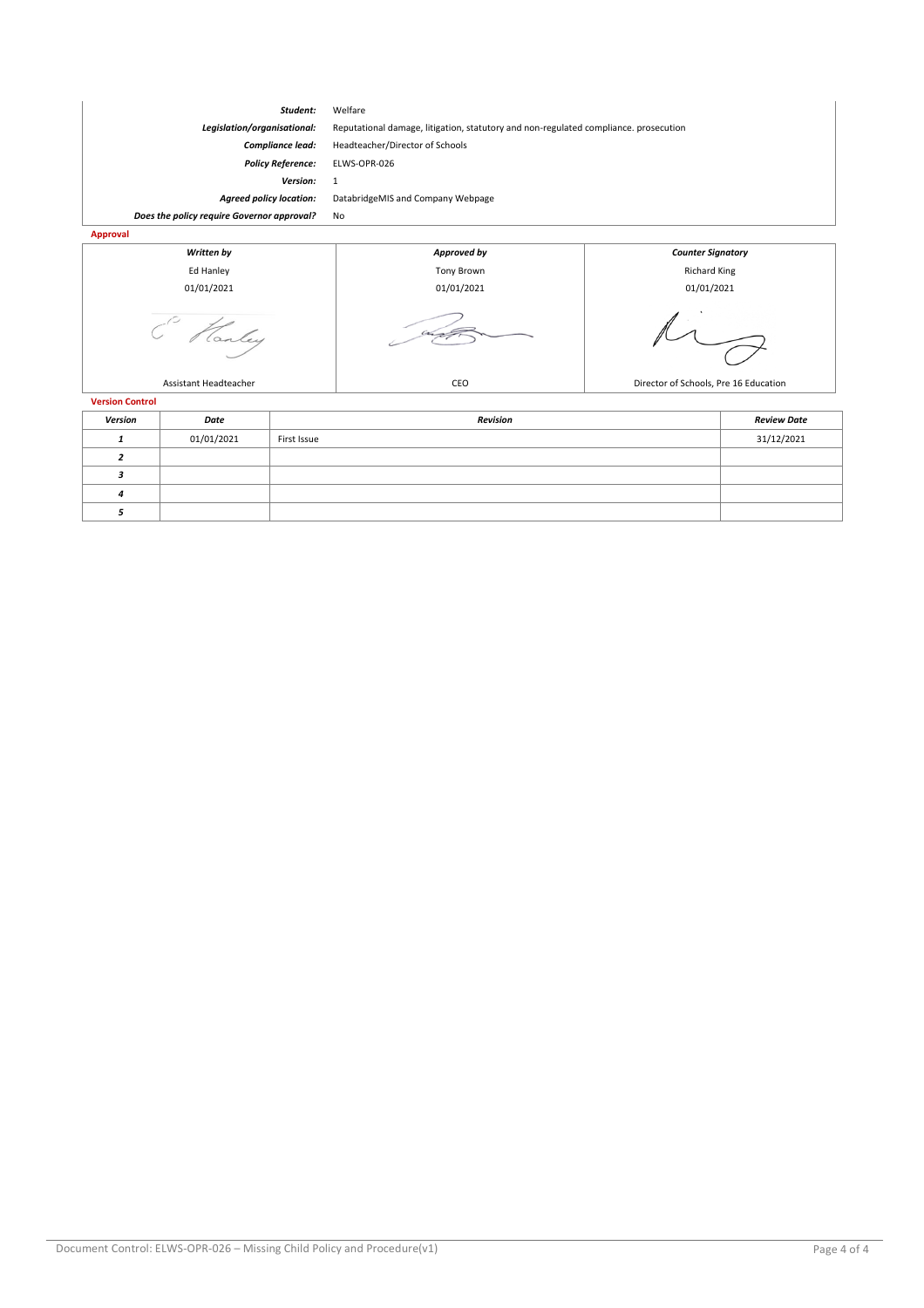| | |
|---|---|
| ***Student:*** | Welfare |
| ***Legislation/organisational:*** | Reputational damage, litigation, statutory and non-regulated compliance. prosecution |
| ***Compliance lead:*** | Headteacher/Director of Schools |
| ***Policy Reference:*** | ELWS-OPR-026 |
| ***Version:*** | 1 |
| ***Agreed policy location:*** | DatabridgeMIS and Company Webpage |
| ***Does the policy require Governor approval?*** | No |

**Approval**

| ***Written by*** | ***Approved by*** | ***Counter Signatory*** |
|---|---|---|
| Ed Hanley | Tony Brown | Richard King |
| 01/01/2021 | 01/01/2021 | 01/01/2021 |
| Assistant Headteacher | CEO | Director of Schools, Pre 16 Education |

**Version Control**

| ***Version*** | ***Date*** | ***Revision*** | ***Review Date*** |
|---|---|---|---|
| ***1*** | 01/01/2021 | First Issue | 31/12/2021 |
| ***2*** | | | |
| ***3*** | | | |
| ***4*** | | | |
| ***5*** | | | |

Document Control: ELWS-OPR-026 – Missing Child Policy and Procedure(v1)